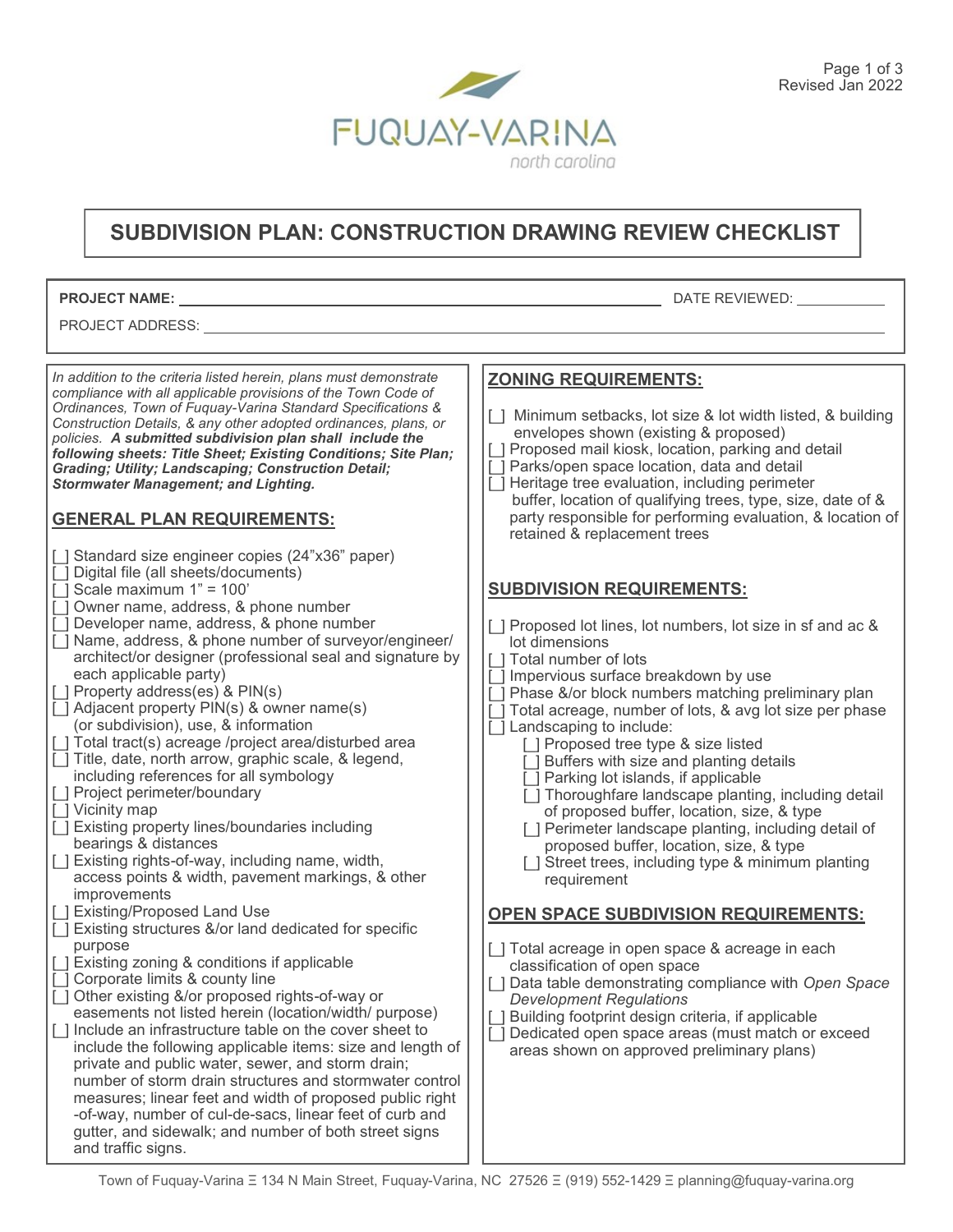# FUQUAY-VARINA

north carolina

Revised Jan 2022

## SUBDIVISION PLAN: CONSTRUCTION DRAWING REVIEW CHECKLIST

**PROJECT NAME:** ______________________ DATE REVIEWED: __________

PROJECT ADDRESS: ______________________

*In addition to the criteria listed herein, plans must demonstrate compliance with all applicable provisions of the Town Code of Ordinances, Town of Fuquay-Varina Standard Specifications & Construction Details, & any other adopted ordinances, plans, or policies.* ***A submitted subdivision plan shall include the following sheets: Title Sheet; Existing Conditions; Site Plan; Grading; Utility; Landscaping; Construction Detail; Stormwater Management; and Lighting.***

### GENERAL PLAN REQUIREMENTS:

- [ ] Standard size engineer copies (24"x36" paper)
- [ ] Digital file (all sheets/documents)
- [ ] Scale maximum 1" = 100'
- [ ] Owner name, address, & phone number
- [ ] Developer name, address, & phone number
- [ ] Name, address, & phone number of surveyor/engineer/ architect/or designer (professional seal and signature by each applicable party)
- [ ] Property address(es) & PIN(s)
- [ ] Adjacent property PIN(s) & owner name(s) (or subdivision), use, & information
- [ ] Total tract(s) acreage /project area/disturbed area
- [ ] Title, date, north arrow, graphic scale, & legend, including references for all symbology
- [ ] Project perimeter/boundary
- [ ] Vicinity map
- [ ] Existing property lines/boundaries including bearings & distances
- [ ] Existing rights-of-way, including name, width, access points & width, pavement markings, & other improvements
- [ ] Existing/Proposed Land Use
- [ ] Existing structures &/or land dedicated for specific purpose
- [ ] Existing zoning & conditions if applicable
- [ ] Corporate limits & county line
- [ ] Other existing &/or proposed rights-of-way or easements not listed herein (location/width/ purpose)
- [ ] Include an infrastructure table on the cover sheet to include the following applicable items: size and length of private and public water, sewer, and storm drain; number of storm drain structures and stormwater control measures; linear feet and width of proposed public right -of-way, number of cul-de-sacs, linear feet of curb and gutter, and sidewalk; and number of both street signs and traffic signs.

### ZONING REQUIREMENTS:

- [ ] Minimum setbacks, lot size & lot width listed, & building envelopes shown (existing & proposed)
- [ ] Proposed mail kiosk, location, parking and detail
- [ ] Parks/open space location, data and detail
- [ ] Heritage tree evaluation, including perimeter buffer, location of qualifying trees, type, size, date of & party responsible for performing evaluation, & location of retained & replacement trees

### SUBDIVISION REQUIREMENTS:

- [ ] Proposed lot lines, lot numbers, lot size in sf and ac & lot dimensions
- [ ] Total number of lots
- [ ] Impervious surface breakdown by use
- [ ] Phase &/or block numbers matching preliminary plan
- [ ] Total acreage, number of lots, & avg lot size per phase
- [ ] Landscaping to include:
  - [ ] Proposed tree type & size listed
  - [ ] Buffers with size and planting details
  - [ ] Parking lot islands, if applicable
  - [ ] Thoroughfare landscape planting, including detail of proposed buffer, location, size, & type
  - [ ] Perimeter landscape planting, including detail of proposed buffer, location, size, & type
  - [ ] Street trees, including type & minimum planting requirement

### OPEN SPACE SUBDIVISION REQUIREMENTS:

- [ ] Total acreage in open space & acreage in each classification of open space
- [ ] Data table demonstrating compliance with *Open Space Development Regulations*
- [ ] Building footprint design criteria, if applicable
- [ ] Dedicated open space areas (must match or exceed areas shown on approved preliminary plans)

Town of Fuquay-Varina Ξ 134 N Main Street, Fuquay-Varina, NC 27526 Ξ (919) 552-1429 Ξ planning@fuquay-varina.org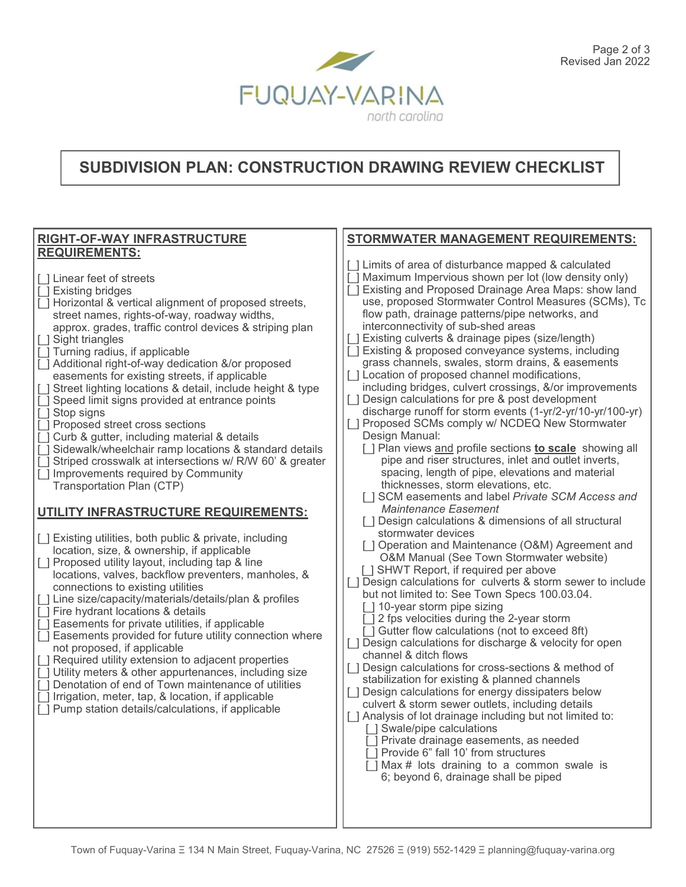# SUBDIVISION PLAN: CONSTRUCTION DRAWING REVIEW CHECKLIST

## RIGHT-OF-WAY INFRASTRUCTURE REQUIREMENTS:

- [ ] Linear feet of streets
- [ ] Existing bridges
- [ ] Horizontal & vertical alignment of proposed streets, street names, rights-of-way, roadway widths, approx. grades, traffic control devices & striping plan
- [ ] Sight triangles
- [ ] Turning radius, if applicable
- [ ] Additional right-of-way dedication &/or proposed easements for existing streets, if applicable
- [ ] Street lighting locations & detail, include height & type
- [ ] Speed limit signs provided at entrance points
- [ ] Stop signs
- [ ] Proposed street cross sections
- [ ] Curb & gutter, including material & details
- [ ] Sidewalk/wheelchair ramp locations & standard details
- [ ] Striped crosswalk at intersections w/ R/W 60' & greater
- [ ] Improvements required by Community Transportation Plan (CTP)

## UTILITY INFRASTRUCTURE REQUIREMENTS:

- [ ] Existing utilities, both public & private, including location, size, & ownership, if applicable
- [ ] Proposed utility layout, including tap & line locations, valves, backflow preventers, manholes, & connections to existing utilities
- [ ] Line size/capacity/materials/details/plan & profiles
- [ ] Fire hydrant locations & details
- [ ] Easements for private utilities, if applicable
- [ ] Easements provided for future utility connection where not proposed, if applicable
- [ ] Required utility extension to adjacent properties
- [ ] Utility meters & other appurtenances, including size
- [ ] Denotation of end of Town maintenance of utilities
- [ ] Irrigation, meter, tap, & location, if applicable
- [ ] Pump station details/calculations, if applicable

## STORMWATER MANAGEMENT REQUIREMENTS:

- [ ] Limits of area of disturbance mapped & calculated
- [ ] Maximum Impervious shown per lot (low density only)
- [ ] Existing and Proposed Drainage Area Maps: show land use, proposed Stormwater Control Measures (SCMs), Tc flow path, drainage patterns/pipe networks, and interconnectivity of sub-shed areas
- [ ] Existing culverts & drainage pipes (size/length)
- [ ] Existing & proposed conveyance systems, including grass channels, swales, storm drains, & easements
- [ ] Location of proposed channel modifications, including bridges, culvert crossings, &/or improvements
- [ ] Design calculations for pre & post development discharge runoff for storm events (1-yr/2-yr/10-yr/100-yr)
- [ ] Proposed SCMs comply w/ NCDEQ New Stormwater Design Manual:
  - [ ] Plan views <u>and</u> profile sections **<u>to scale</u>** showing all pipe and riser structures, inlet and outlet inverts, spacing, length of pipe, elevations and material thicknesses, storm elevations, etc.
  - [ ] SCM easements and label *Private SCM Access and Maintenance Easement*
  - [ ] Design calculations & dimensions of all structural stormwater devices
  - [ ] Operation and Maintenance (O&M) Agreement and O&M Manual (See Town Stormwater website)
  - [ ] SHWT Report, if required per above
- [ ] Design calculations for culverts & storm sewer to include but not limited to: See Town Specs 100.03.04.
  - [ ] 10-year storm pipe sizing
  - [ ] 2 fps velocities during the 2-year storm
  - [ ] Gutter flow calculations (not to exceed 8ft)
- [ ] Design calculations for discharge & velocity for open channel & ditch flows
- [ ] Design calculations for cross-sections & method of stabilization for existing & planned channels
- [ ] Design calculations for energy dissipaters below culvert & storm sewer outlets, including details
- [ ] Analysis of lot drainage including but not limited to:
  - [ ] Swale/pipe calculations
  - [ ] Private drainage easements, as needed
  - [ ] Provide 6" fall 10' from structures
  - [ ] Max # lots draining to a common swale is 6; beyond 6, drainage shall be piped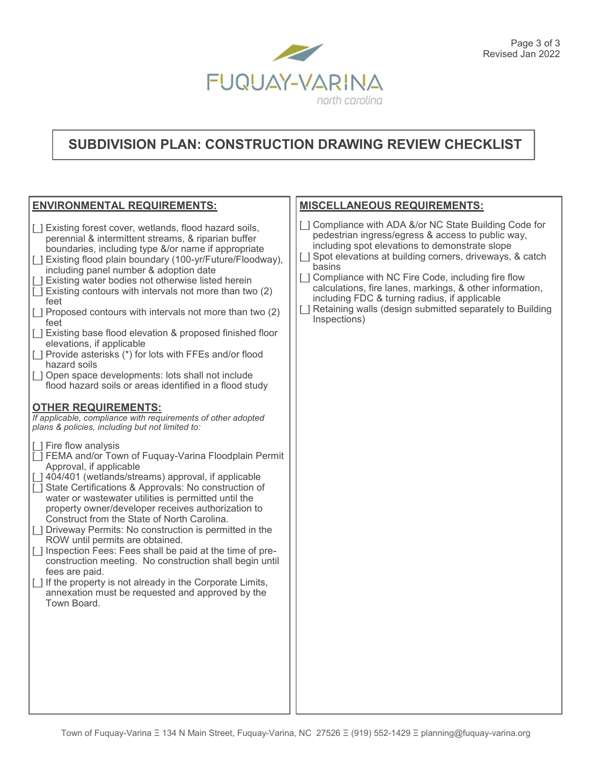# SUBDIVISION PLAN: CONSTRUCTION DRAWING REVIEW CHECKLIST

## ENVIRONMENTAL REQUIREMENTS:

- [ ] Existing forest cover, wetlands, flood hazard soils, perennial & intermittent streams, & riparian buffer boundaries, including type &/or name if appropriate
- [ ] Existing flood plain boundary (100-yr/Future/Floodway), including panel number & adoption date
- [ ] Existing water bodies not otherwise listed herein
- [ ] Existing contours with intervals not more than two (2) feet
- [ ] Proposed contours with intervals not more than two (2) feet
- [ ] Existing base flood elevation & proposed finished floor elevations, if applicable
- [ ] Provide asterisks (*) for lots with FFEs and/or flood hazard soils
- [ ] Open space developments: lots shall not include flood hazard soils or areas identified in a flood study

## OTHER REQUIREMENTS:

*If applicable, compliance with requirements of other adopted plans & policies, including but not limited to:*

- [ ] Fire flow analysis
- [ ] FEMA and/or Town of Fuquay-Varina Floodplain Permit Approval, if applicable
- [ ] 404/401 (wetlands/streams) approval, if applicable
- [ ] State Certifications & Approvals: No construction of water or wastewater utilities is permitted until the property owner/developer receives authorization to Construct from the State of North Carolina.
- [ ] Driveway Permits: No construction is permitted in the ROW until permits are obtained.
- [ ] Inspection Fees: Fees shall be paid at the time of pre-construction meeting. No construction shall begin until fees are paid.
- [ ] If the property is not already in the Corporate Limits, annexation must be requested and approved by the Town Board.

## MISCELLANEOUS REQUIREMENTS:

- [ ] Compliance with ADA &/or NC State Building Code for pedestrian ingress/egress & access to public way, including spot elevations to demonstrate slope
- [ ] Spot elevations at building corners, driveways, & catch basins
- [ ] Compliance with NC Fire Code, including fire flow calculations, fire lanes, markings, & other information, including FDC & turning radius, if applicable
- [ ] Retaining walls (design submitted separately to Building Inspections)